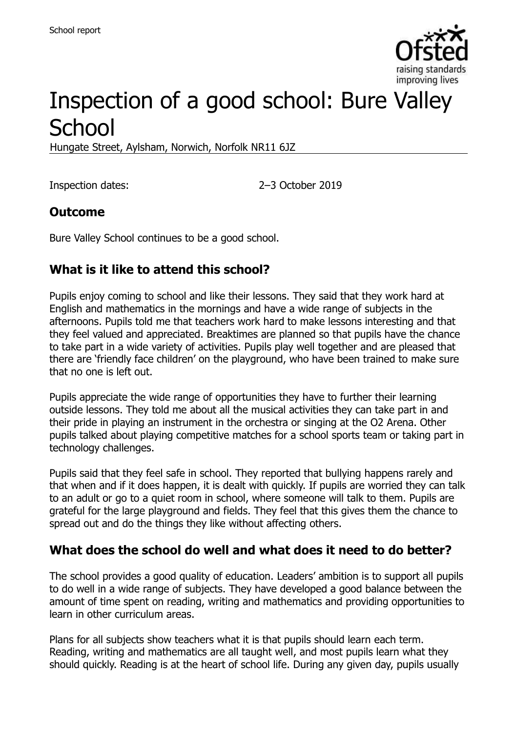School report

# Inspection of a good school: Bure Valley School

Hungate Street, Aylsham, Norwich, Norfolk NR11 6JZ

Inspection dates: 2–3 October 2019

## Outcome

Bure Valley School continues to be a good school.

## What is it like to attend this school?

Pupils enjoy coming to school and like their lessons. They said that they work hard at English and mathematics in the mornings and have a wide range of subjects in the afternoons. Pupils told me that teachers work hard to make lessons interesting and that they feel valued and appreciated. Breaktimes are planned so that pupils have the chance to take part in a wide variety of activities. Pupils play well together and are pleased that there are 'friendly face children' on the playground, who have been trained to make sure that no one is left out.

Pupils appreciate the wide range of opportunities they have to further their learning outside lessons. They told me about all the musical activities they can take part in and their pride in playing an instrument in the orchestra or singing at the O2 Arena. Other pupils talked about playing competitive matches for a school sports team or taking part in technology challenges.

Pupils said that they feel safe in school. They reported that bullying happens rarely and that when and if it does happen, it is dealt with quickly. If pupils are worried they can talk to an adult or go to a quiet room in school, where someone will talk to them. Pupils are grateful for the large playground and fields. They feel that this gives them the chance to spread out and do the things they like without affecting others.

## What does the school do well and what does it need to do better?

The school provides a good quality of education. Leaders' ambition is to support all pupils to do well in a wide range of subjects. They have developed a good balance between the amount of time spent on reading, writing and mathematics and providing opportunities to learn in other curriculum areas.

Plans for all subjects show teachers what it is that pupils should learn each term. Reading, writing and mathematics are all taught well, and most pupils learn what they should quickly. Reading is at the heart of school life. During any given day, pupils usually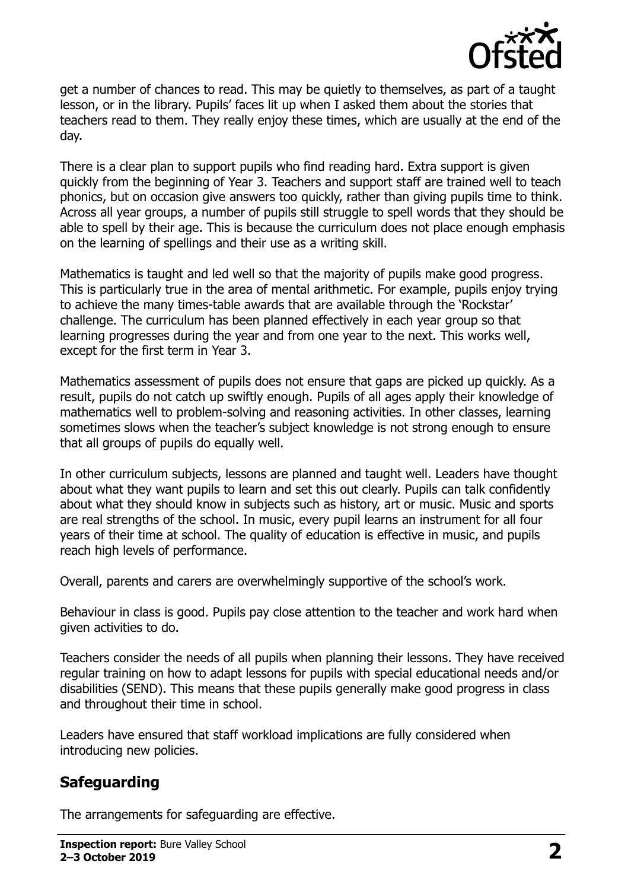get a number of chances to read. This may be quietly to themselves, as part of a taught lesson, or in the library. Pupils' faces lit up when I asked them about the stories that teachers read to them. They really enjoy these times, which are usually at the end of the day.

There is a clear plan to support pupils who find reading hard. Extra support is given quickly from the beginning of Year 3. Teachers and support staff are trained well to teach phonics, but on occasion give answers too quickly, rather than giving pupils time to think. Across all year groups, a number of pupils still struggle to spell words that they should be able to spell by their age. This is because the curriculum does not place enough emphasis on the learning of spellings and their use as a writing skill.

Mathematics is taught and led well so that the majority of pupils make good progress. This is particularly true in the area of mental arithmetic. For example, pupils enjoy trying to achieve the many times-table awards that are available through the 'Rockstar' challenge. The curriculum has been planned effectively in each year group so that learning progresses during the year and from one year to the next. This works well, except for the first term in Year 3.

Mathematics assessment of pupils does not ensure that gaps are picked up quickly. As a result, pupils do not catch up swiftly enough. Pupils of all ages apply their knowledge of mathematics well to problem-solving and reasoning activities. In other classes, learning sometimes slows when the teacher's subject knowledge is not strong enough to ensure that all groups of pupils do equally well.

In other curriculum subjects, lessons are planned and taught well. Leaders have thought about what they want pupils to learn and set this out clearly. Pupils can talk confidently about what they should know in subjects such as history, art or music. Music and sports are real strengths of the school. In music, every pupil learns an instrument for all four years of their time at school. The quality of education is effective in music, and pupils reach high levels of performance.

Overall, parents and carers are overwhelmingly supportive of the school's work.

Behaviour in class is good. Pupils pay close attention to the teacher and work hard when given activities to do.

Teachers consider the needs of all pupils when planning their lessons. They have received regular training on how to adapt lessons for pupils with special educational needs and/or disabilities (SEND). This means that these pupils generally make good progress in class and throughout their time in school.

Leaders have ensured that staff workload implications are fully considered when introducing new policies.

## Safeguarding

The arrangements for safeguarding are effective.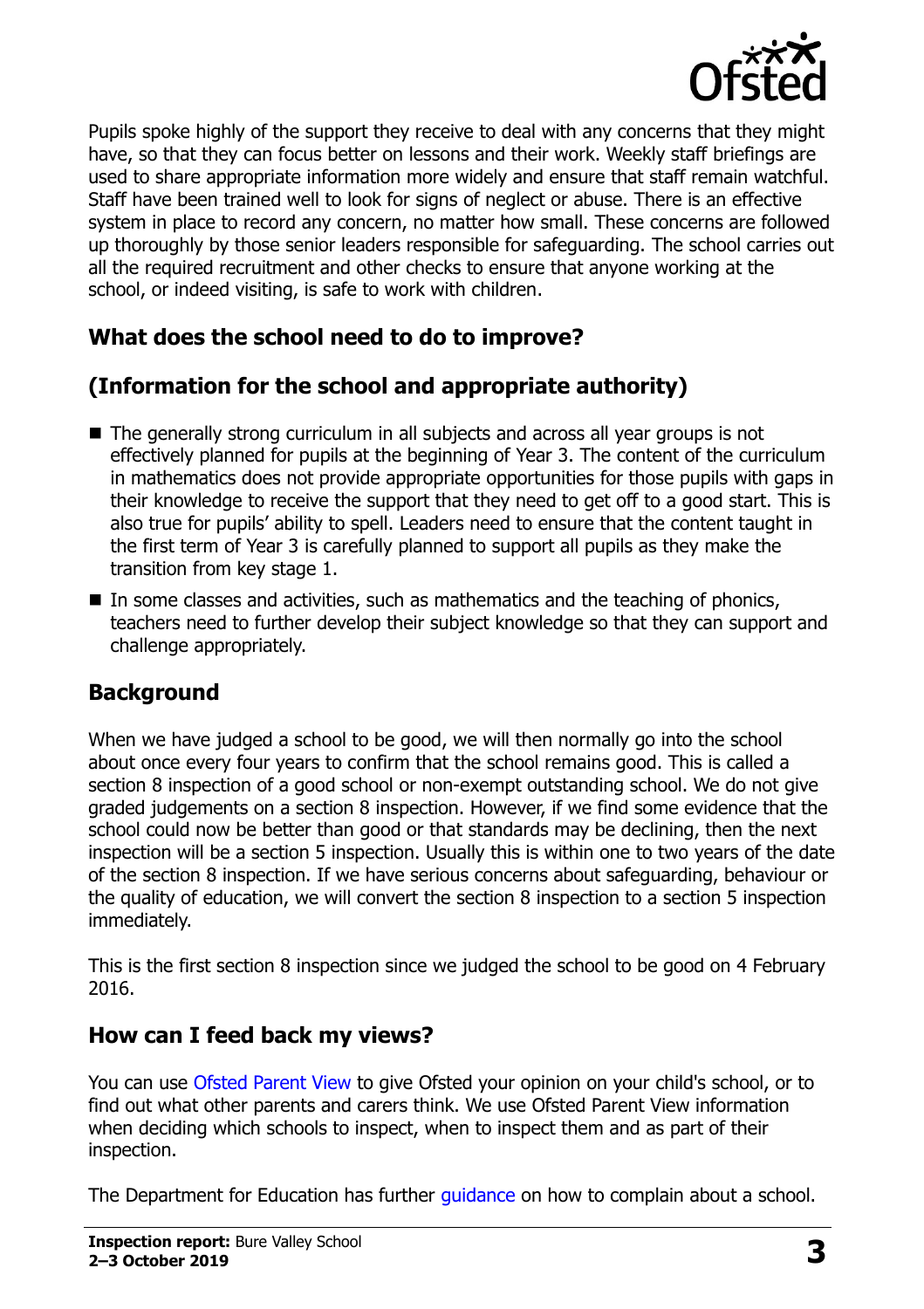Pupils spoke highly of the support they receive to deal with any concerns that they might have, so that they can focus better on lessons and their work. Weekly staff briefings are used to share appropriate information more widely and ensure that staff remain watchful. Staff have been trained well to look for signs of neglect or abuse. There is an effective system in place to record any concern, no matter how small. These concerns are followed up thoroughly by those senior leaders responsible for safeguarding. The school carries out all the required recruitment and other checks to ensure that anyone working at the school, or indeed visiting, is safe to work with children.

## What does the school need to do to improve?

## (Information for the school and appropriate authority)

- The generally strong curriculum in all subjects and across all year groups is not effectively planned for pupils at the beginning of Year 3. The content of the curriculum in mathematics does not provide appropriate opportunities for those pupils with gaps in their knowledge to receive the support that they need to get off to a good start. This is also true for pupils' ability to spell. Leaders need to ensure that the content taught in the first term of Year 3 is carefully planned to support all pupils as they make the transition from key stage 1.
- In some classes and activities, such as mathematics and the teaching of phonics, teachers need to further develop their subject knowledge so that they can support and challenge appropriately.

## Background

When we have judged a school to be good, we will then normally go into the school about once every four years to confirm that the school remains good. This is called a section 8 inspection of a good school or non-exempt outstanding school. We do not give graded judgements on a section 8 inspection. However, if we find some evidence that the school could now be better than good or that standards may be declining, then the next inspection will be a section 5 inspection. Usually this is within one to two years of the date of the section 8 inspection. If we have serious concerns about safeguarding, behaviour or the quality of education, we will convert the section 8 inspection to a section 5 inspection immediately.

This is the first section 8 inspection since we judged the school to be good on 4 February 2016.

## How can I feed back my views?

You can use Ofsted Parent View to give Ofsted your opinion on your child's school, or to find out what other parents and carers think. We use Ofsted Parent View information when deciding which schools to inspect, when to inspect them and as part of their inspection.

The Department for Education has further guidance on how to complain about a school.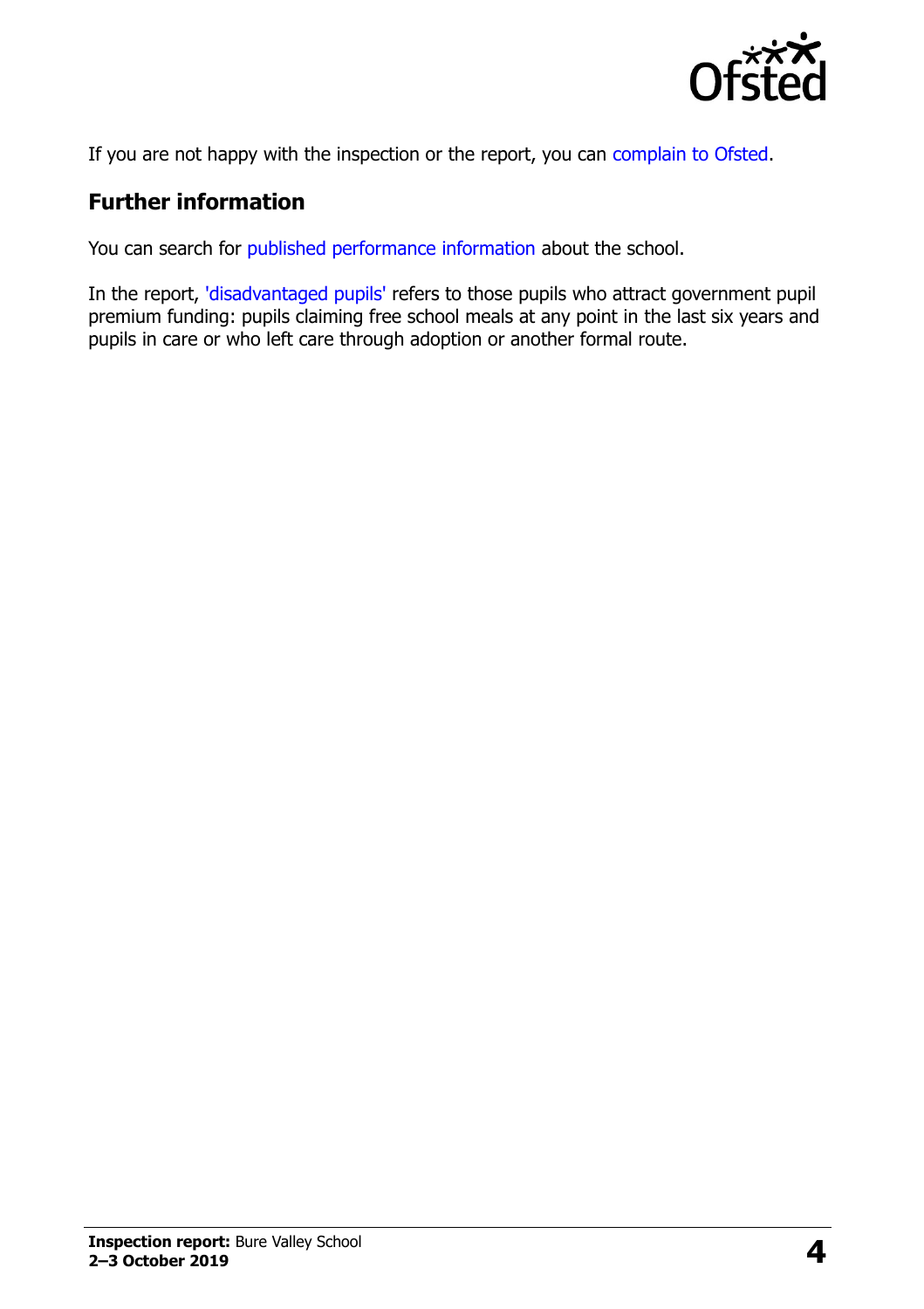If you are not happy with the inspection or the report, you can complain to Ofsted.

## Further information

You can search for published performance information about the school.

In the report, 'disadvantaged pupils' refers to those pupils who attract government pupil premium funding: pupils claiming free school meals at any point in the last six years and pupils in care or who left care through adoption or another formal route.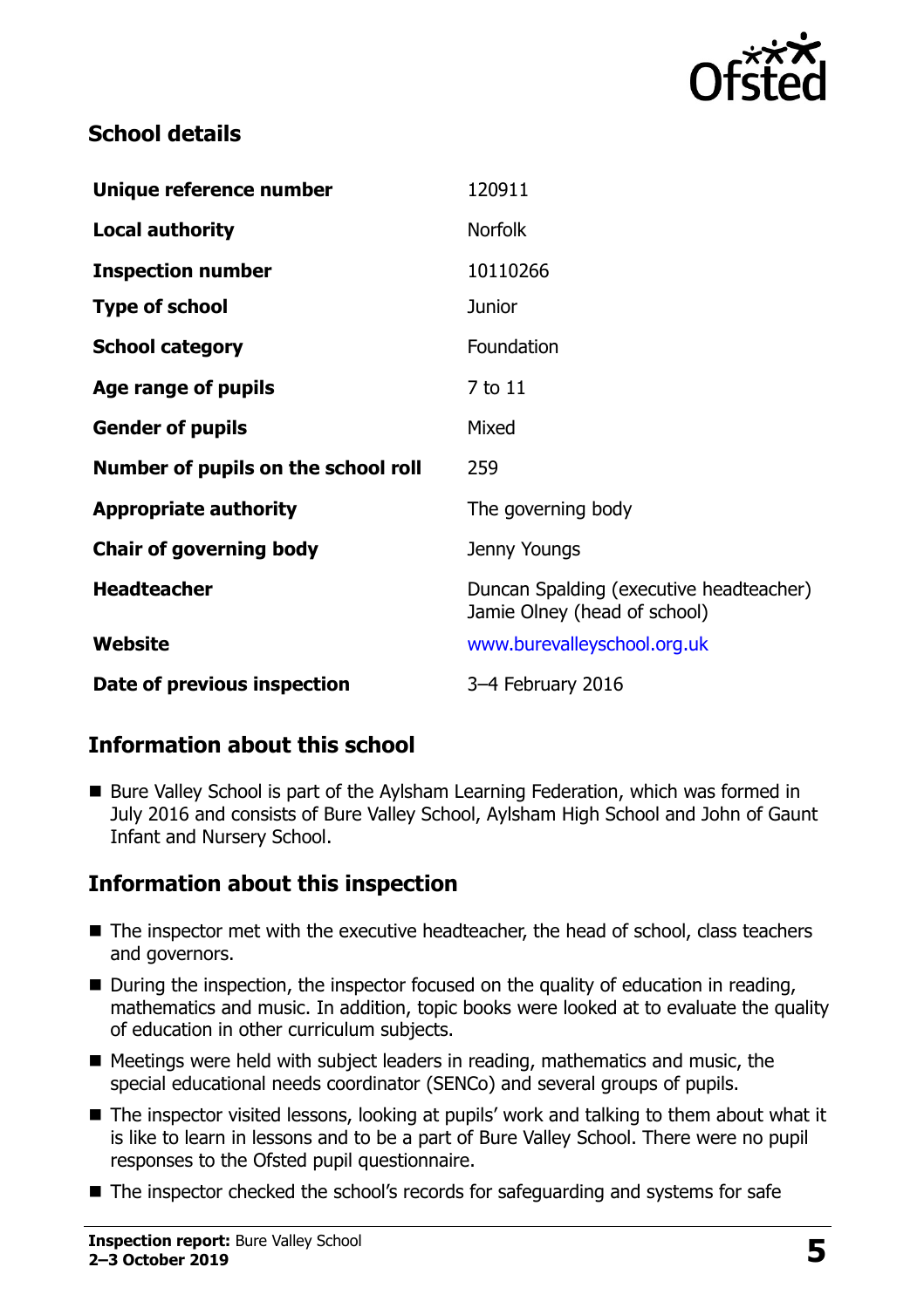## School details

| | |
|---|---|
| **Unique reference number** | 120911 |
| **Local authority** | Norfolk |
| **Inspection number** | 10110266 |
| **Type of school** | Junior |
| **School category** | Foundation |
| **Age range of pupils** | 7 to 11 |
| **Gender of pupils** | Mixed |
| **Number of pupils on the school roll** | 259 |
| **Appropriate authority** | The governing body |
| **Chair of governing body** | Jenny Youngs |
| **Headteacher** | Duncan Spalding (executive headteacher)<br>Jamie Olney (head of school) |
| **Website** | www.burevalleyschool.org.uk |
| **Date of previous inspection** | 3–4 February 2016 |

## Information about this school

- Bure Valley School is part of the Aylsham Learning Federation, which was formed in July 2016 and consists of Bure Valley School, Aylsham High School and John of Gaunt Infant and Nursery School.

## Information about this inspection

- The inspector met with the executive headteacher, the head of school, class teachers and governors.
- During the inspection, the inspector focused on the quality of education in reading, mathematics and music. In addition, topic books were looked at to evaluate the quality of education in other curriculum subjects.
- Meetings were held with subject leaders in reading, mathematics and music, the special educational needs coordinator (SENCo) and several groups of pupils.
- The inspector visited lessons, looking at pupils' work and talking to them about what it is like to learn in lessons and to be a part of Bure Valley School. There were no pupil responses to the Ofsted pupil questionnaire.
- The inspector checked the school's records for safeguarding and systems for safe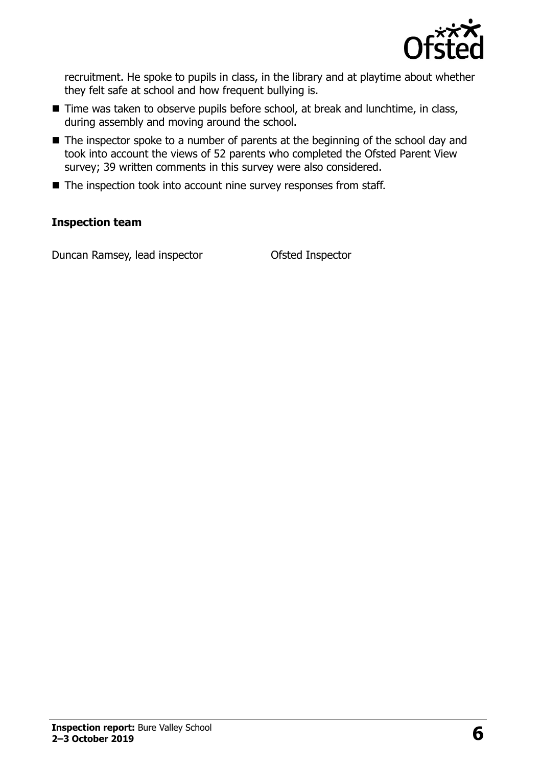recruitment. He spoke to pupils in class, in the library and at playtime about whether they felt safe at school and how frequent bullying is.

- Time was taken to observe pupils before school, at break and lunchtime, in class, during assembly and moving around the school.
- The inspector spoke to a number of parents at the beginning of the school day and took into account the views of 52 parents who completed the Ofsted Parent View survey; 39 written comments in this survey were also considered.
- The inspection took into account nine survey responses from staff.

**Inspection team**

| | |
|---|---|
| Duncan Ramsey, lead inspector | Ofsted Inspector |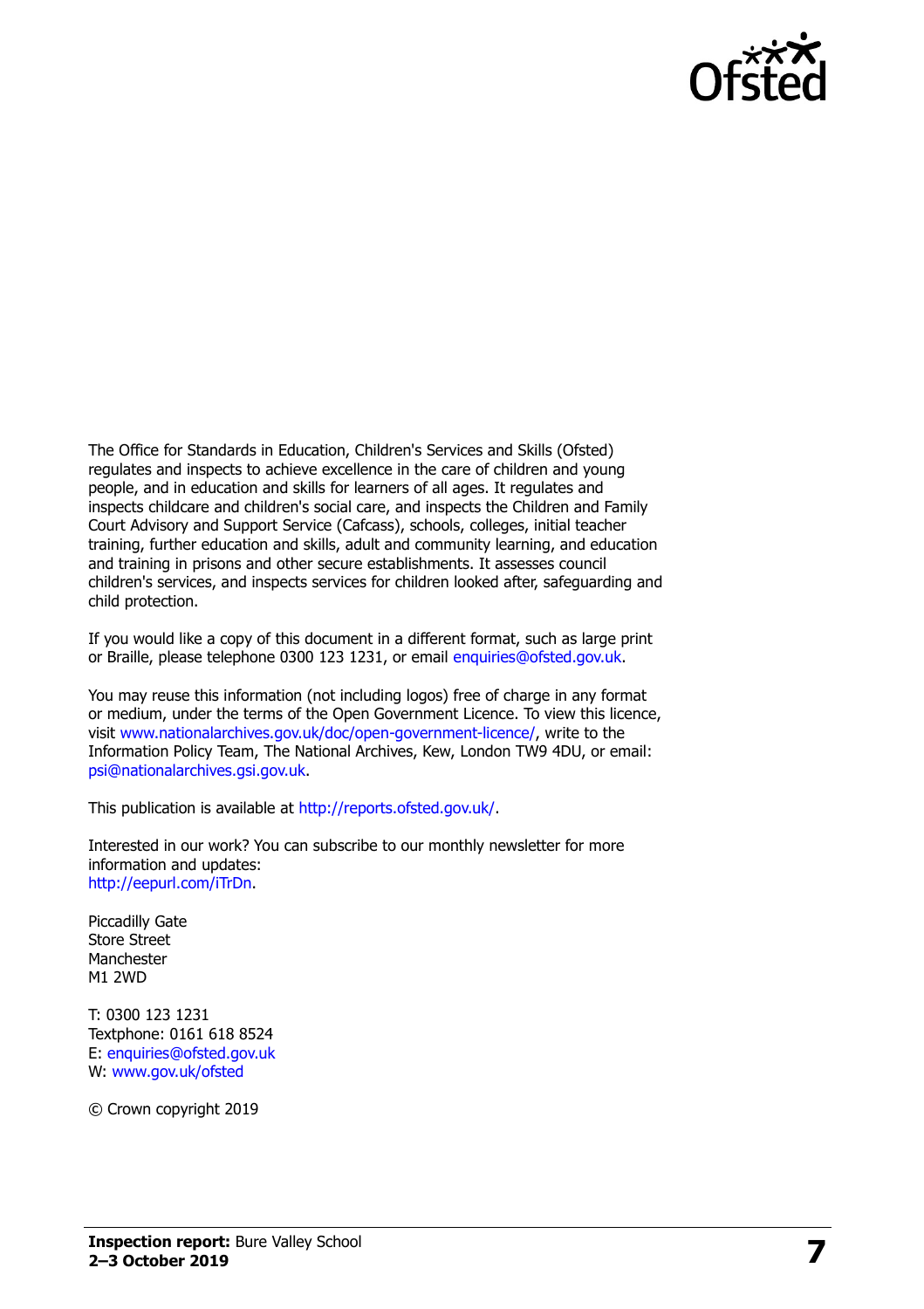The Office for Standards in Education, Children's Services and Skills (Ofsted) regulates and inspects to achieve excellence in the care of children and young people, and in education and skills for learners of all ages. It regulates and inspects childcare and children's social care, and inspects the Children and Family Court Advisory and Support Service (Cafcass), schools, colleges, initial teacher training, further education and skills, adult and community learning, and education and training in prisons and other secure establishments. It assesses council children's services, and inspects services for children looked after, safeguarding and child protection.

If you would like a copy of this document in a different format, such as large print or Braille, please telephone 0300 123 1231, or email enquiries@ofsted.gov.uk.

You may reuse this information (not including logos) free of charge in any format or medium, under the terms of the Open Government Licence. To view this licence, visit www.nationalarchives.gov.uk/doc/open-government-licence/, write to the Information Policy Team, The National Archives, Kew, London TW9 4DU, or email: psi@nationalarchives.gsi.gov.uk.

This publication is available at http://reports.ofsted.gov.uk/.

Interested in our work? You can subscribe to our monthly newsletter for more information and updates:
http://eepurl.com/iTrDn.

Piccadilly Gate
Store Street
Manchester
M1 2WD

T: 0300 123 1231
Textphone: 0161 618 8524
E: enquiries@ofsted.gov.uk
W: www.gov.uk/ofsted

© Crown copyright 2019